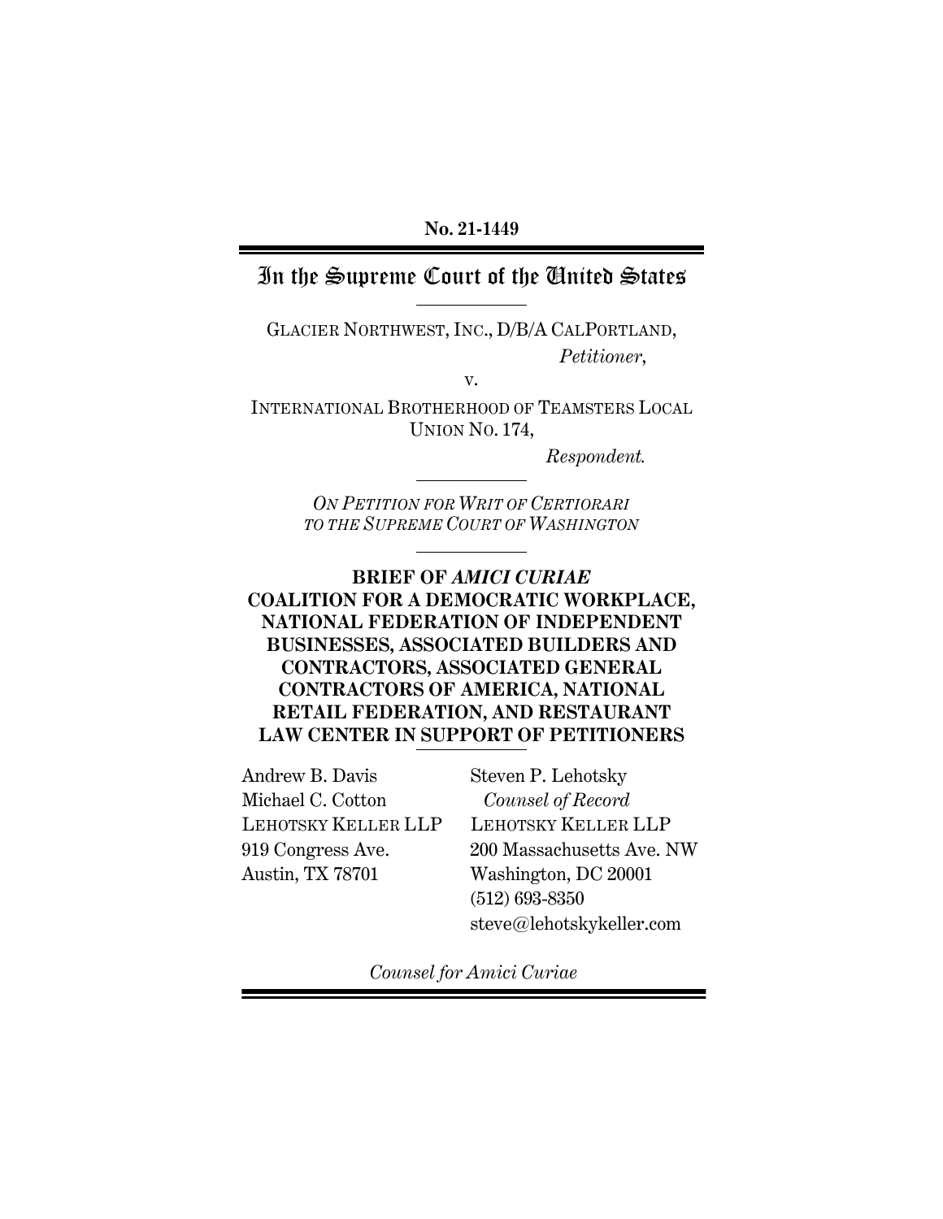**No. 21-1449**

# In the Supreme Court of the United States

GLACIER NORTHWEST, INC., D/B/A CALPORTLAND,

*Petitioner*,

v.

INTERNATIONAL BROTHERHOOD OF TEAMSTERS LOCAL UNION NO. 174,

*Respondent.*

*ON PETITION FOR WRIT OF CERTIORARI TO THE SUPREME COURT OF WASHINGTON*

**BRIEF OF *AMICI CURIAE* COALITION FOR A DEMOCRATIC WORKPLACE, NATIONAL FEDERATION OF INDEPENDENT BUSINESSES, ASSOCIATED BUILDERS AND CONTRACTORS, ASSOCIATED GENERAL CONTRACTORS OF AMERICA, NATIONAL RETAIL FEDERATION, AND RESTAURANT LAW CENTER IN SUPPORT OF PETITIONERS**

Andrew B. Davis
Michael C. Cotton
LEHOTSKY KELLER LLP
919 Congress Ave.
Austin, TX 78701

Steven P. Lehotsky
*Counsel of Record*
LEHOTSKY KELLER LLP
200 Massachusetts Ave. NW
Washington, DC 20001
(512) 693-8350
steve@lehotskykeller.com

*Counsel for Amici Curiae*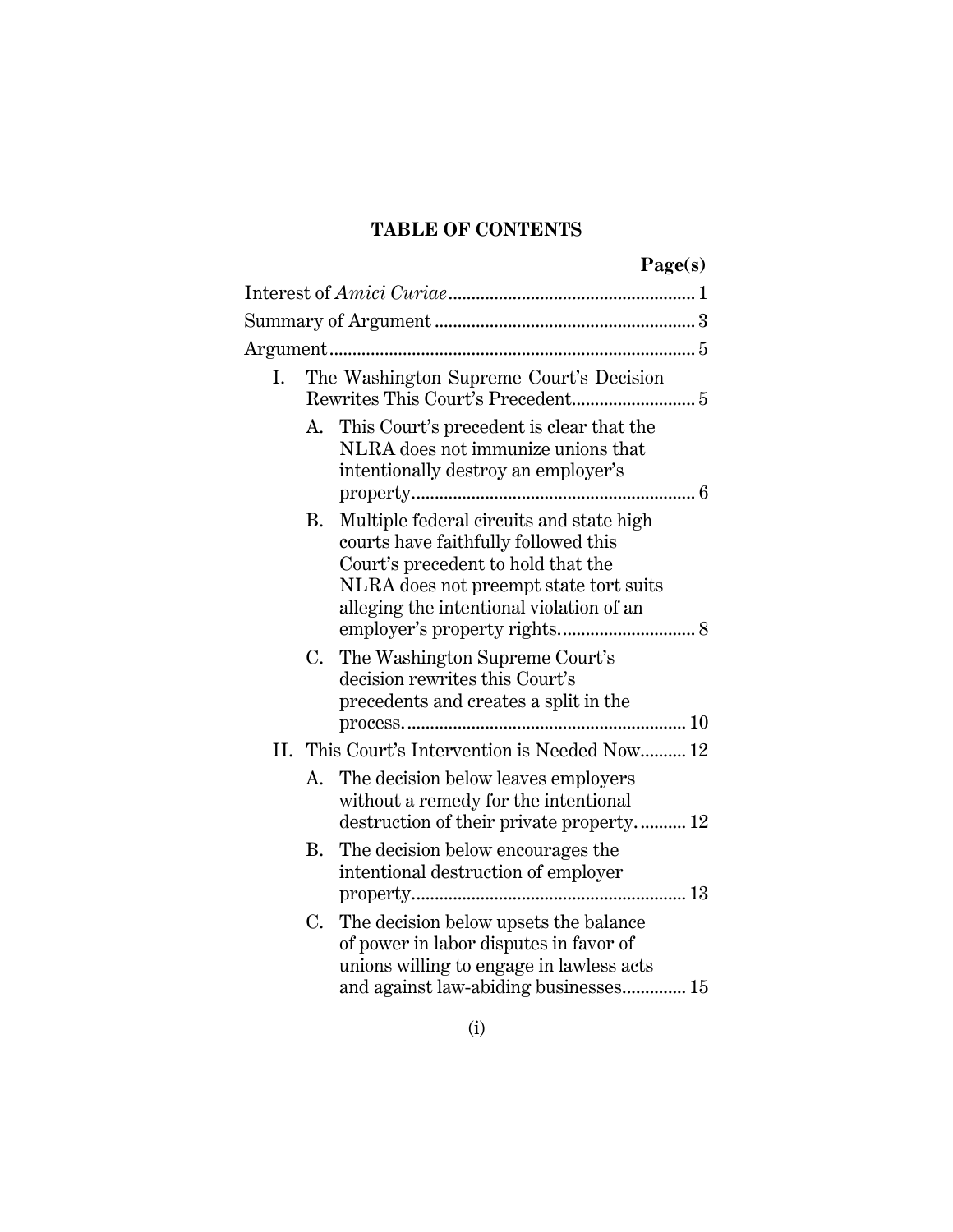## TABLE OF CONTENTS

| | Page(s) |
|---|---|
| Interest of *Amici Curiae* | 1 |
| Summary of Argument | 3 |
| Argument | 5 |
| I. The Washington Supreme Court's Decision Rewrites This Court's Precedent | 5 |
| A. This Court's precedent is clear that the NLRA does not immunize unions that intentionally destroy an employer's property | 6 |
| B. Multiple federal circuits and state high courts have faithfully followed this Court's precedent to hold that the NLRA does not preempt state tort suits alleging the intentional violation of an employer's property rights. | 8 |
| C. The Washington Supreme Court's decision rewrites this Court's precedents and creates a split in the process. | 10 |
| II. This Court's Intervention is Needed Now | 12 |
| A. The decision below leaves employers without a remedy for the intentional destruction of their private property. | 12 |
| B. The decision below encourages the intentional destruction of employer property | 13 |
| C. The decision below upsets the balance of power in labor disputes in favor of unions willing to engage in lawless acts and against law-abiding businesses | 15 |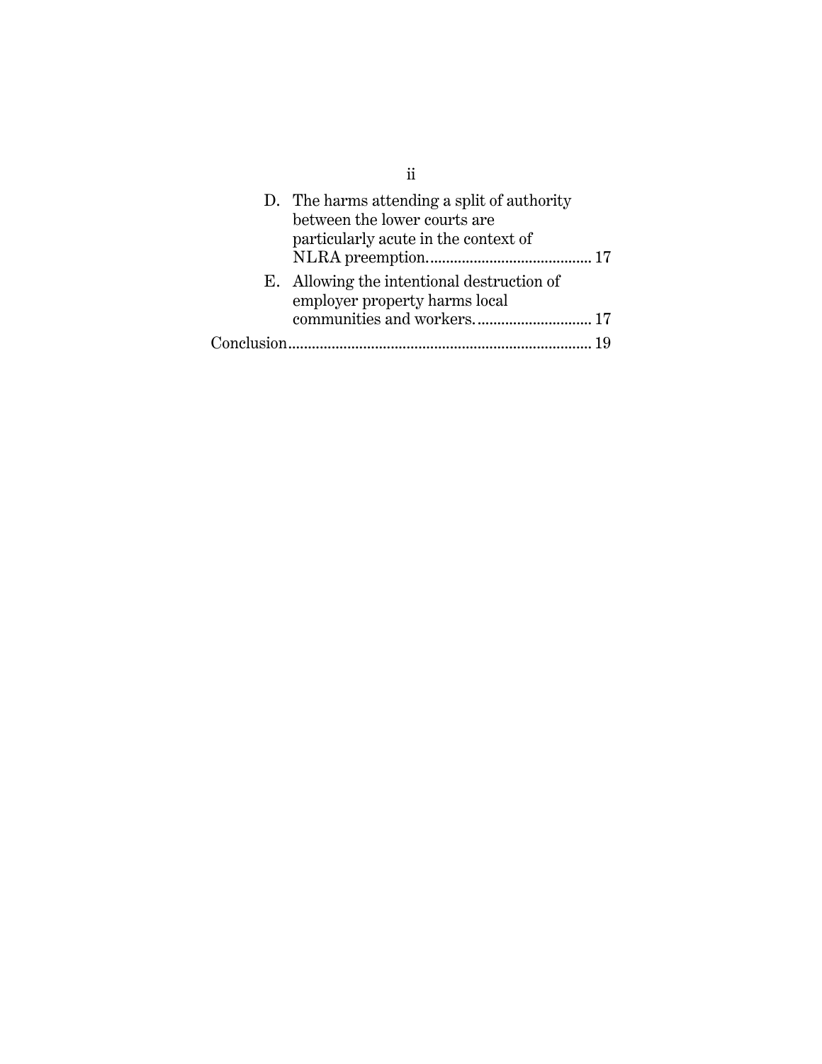D. The harms attending a split of authority between the lower courts are particularly acute in the context of NLRA preemption. ........................................ 17

E. Allowing the intentional destruction of employer property harms local communities and workers. ............................ 17

Conclusion ........................................................................... 19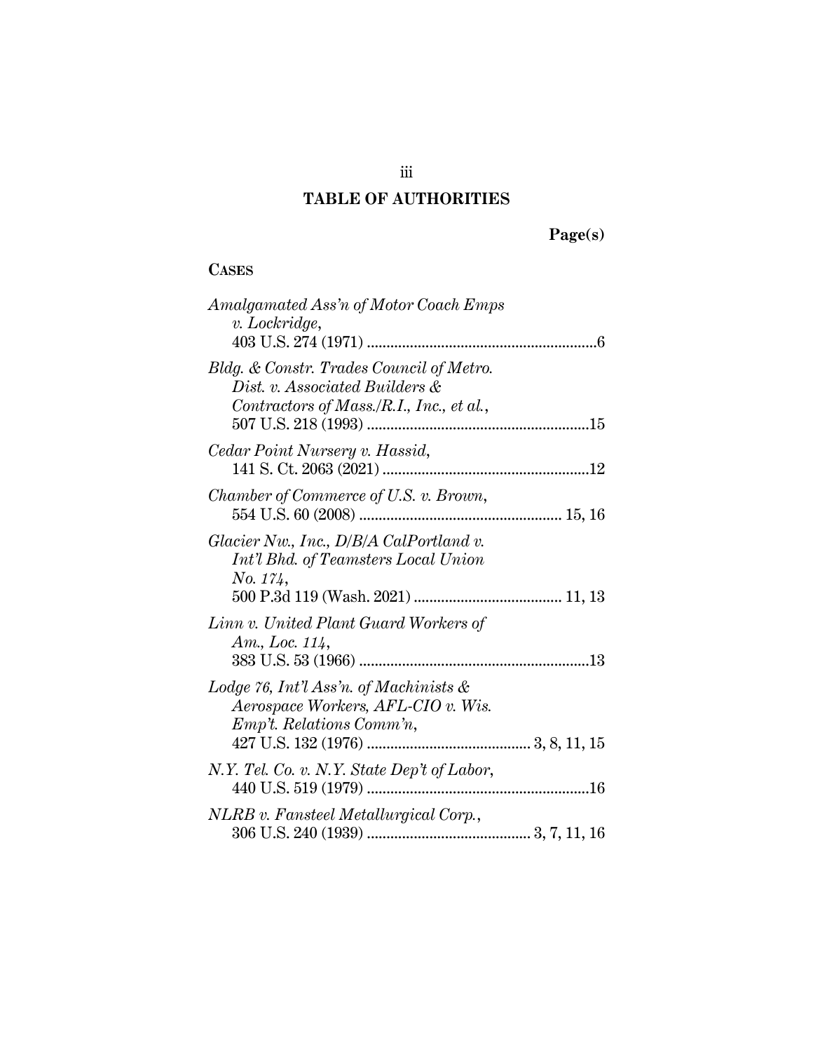## TABLE OF AUTHORITIES

**Page(s)**

**CASES**

*Amalgamated Ass'n of Motor Coach Emps v. Lockridge*, 403 U.S. 274 (1971) .......... 6

*Bldg. & Constr. Trades Council of Metro. Dist. v. Associated Builders & Contractors of Mass./R.I., Inc., et al.*, 507 U.S. 218 (1993) .......... 15

*Cedar Point Nursery v. Hassid*, 141 S. Ct. 2063 (2021) .......... 12

*Chamber of Commerce of U.S. v. Brown*, 554 U.S. 60 (2008) .......... 15, 16

*Glacier Nw., Inc., D/B/A CalPortland v. Int'l Bhd. of Teamsters Local Union No. 174*, 500 P.3d 119 (Wash. 2021) .......... 11, 13

*Linn v. United Plant Guard Workers of Am., Loc. 114*, 383 U.S. 53 (1966) .......... 13

*Lodge 76, Int'l Ass'n. of Machinists & Aerospace Workers, AFL-CIO v. Wis. Emp't. Relations Comm'n*, 427 U.S. 132 (1976) .......... 3, 8, 11, 15

*N.Y. Tel. Co. v. N.Y. State Dep't of Labor*, 440 U.S. 519 (1979) .......... 16

*NLRB v. Fansteel Metallurgical Corp.*, 306 U.S. 240 (1939) .......... 3, 7, 11, 16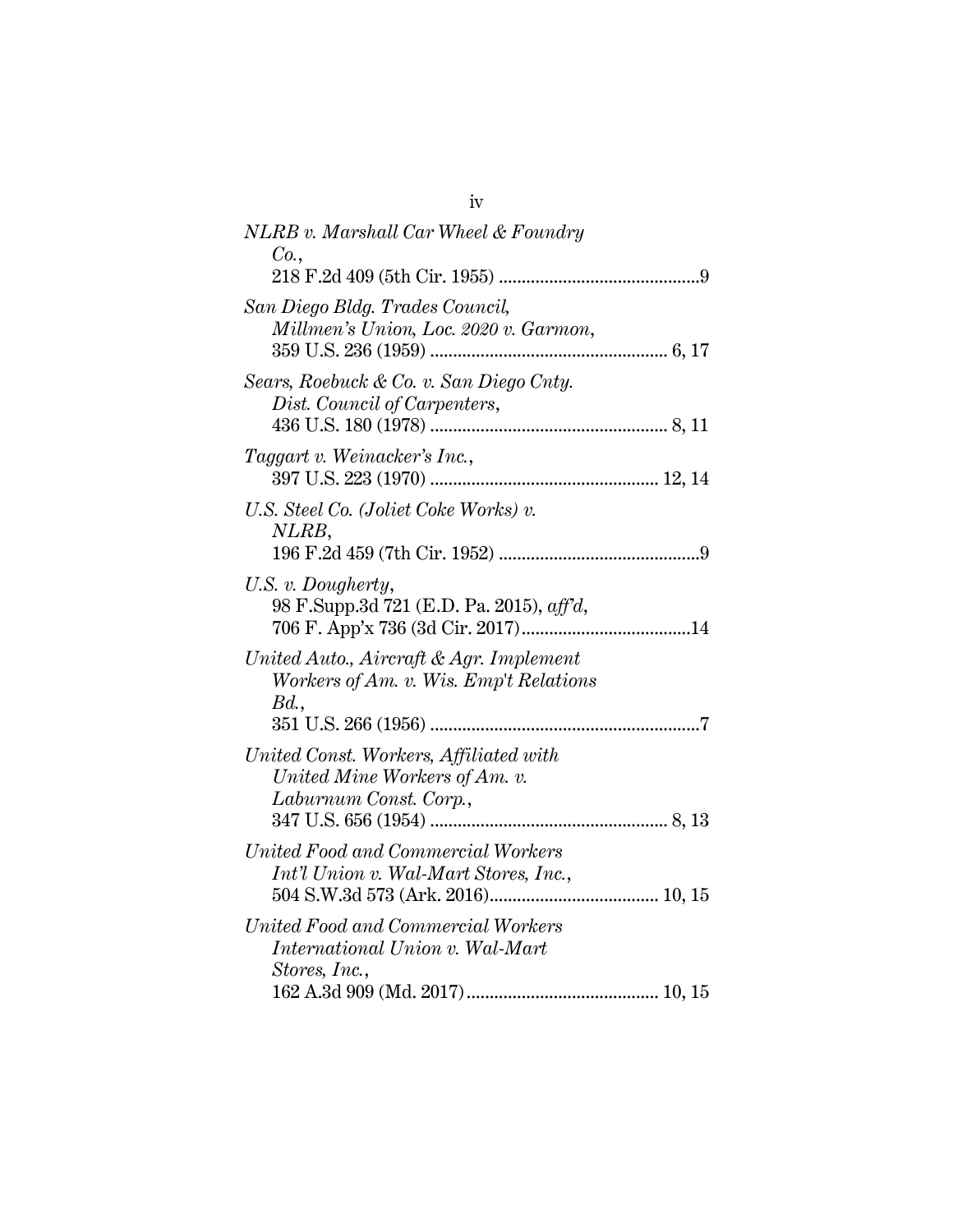*NLRB v. Marshall Car Wheel & Foundry Co.*,
218 F.2d 409 (5th Cir. 1955) ............................................9

*San Diego Bldg. Trades Council, Millmen's Union, Loc. 2020 v. Garmon*,
359 U.S. 236 (1959) .................................................... 6, 17

*Sears, Roebuck & Co. v. San Diego Cnty. Dist. Council of Carpenters*,
436 U.S. 180 (1978) .................................................... 8, 11

*Taggart v. Weinacker's Inc.*,
397 U.S. 223 (1970) .................................................. 12, 14

*U.S. Steel Co. (Joliet Coke Works) v. NLRB*,
196 F.2d 459 (7th Cir. 1952) ............................................9

*U.S. v. Dougherty*,
98 F.Supp.3d 721 (E.D. Pa. 2015), *aff'd*,
706 F. App'x 736 (3d Cir. 2017)......................................14

*United Auto., Aircraft & Agr. Implement Workers of Am. v. Wis. Emp't Relations Bd.*,
351 U.S. 266 (1956) ...........................................................7

*United Const. Workers, Affiliated with United Mine Workers of Am. v. Laburnum Const. Corp.*,
347 U.S. 656 (1954) .................................................... 8, 13

*United Food and Commercial Workers Int'l Union v. Wal-Mart Stores, Inc.*,
504 S.W.3d 573 (Ark. 2016)..................................... 10, 15

*United Food and Commercial Workers International Union v. Wal-Mart Stores, Inc.*,
162 A.3d 909 (Md. 2017).......................................... 10, 15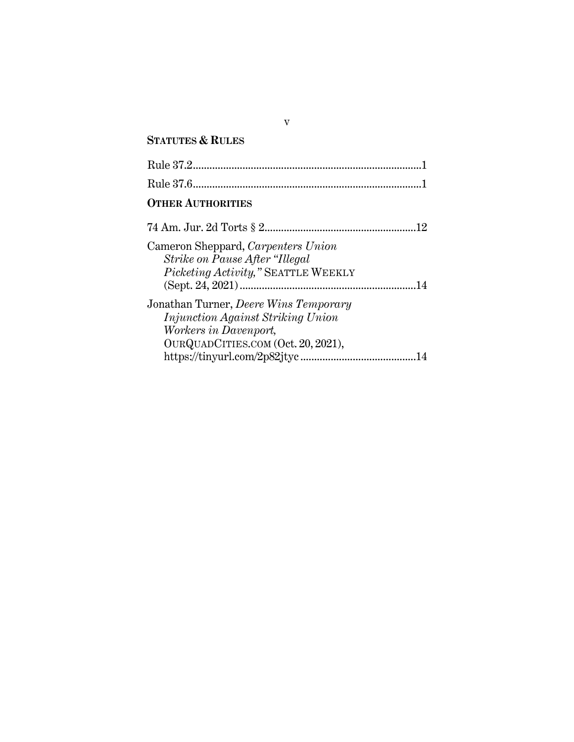**STATUTES & RULES**

Rule 37.2..................................................................................1

Rule 37.6..................................................................................1

**OTHER AUTHORITIES**

74 Am. Jur. 2d Torts § 2.......................................................12

Cameron Sheppard, *Carpenters Union Strike on Pause After "Illegal Picketing Activity,"* SEATTLE WEEKLY (Sept. 24, 2021)...............................................................14

Jonathan Turner, *Deere Wins Temporary Injunction Against Striking Union Workers in Davenport,* OURQUADCITIES.COM (Oct. 20, 2021), https://tinyurl.com/2p82jtyc..........................................14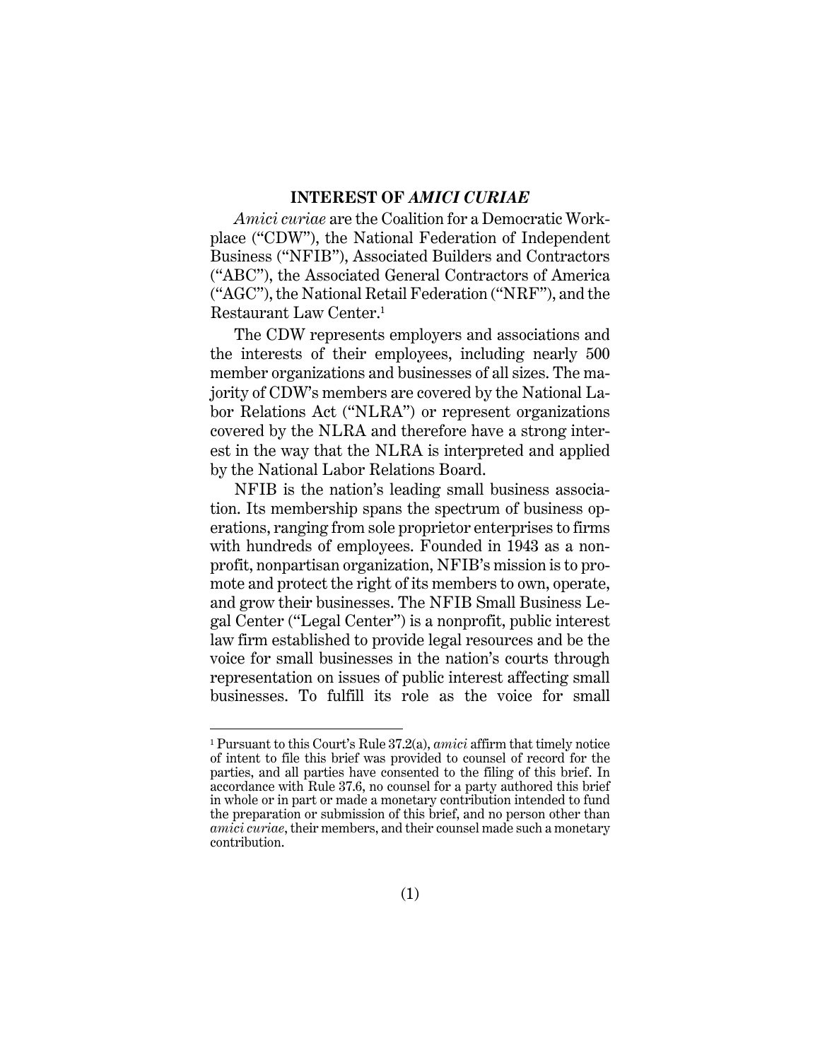## INTEREST OF *AMICI CURIAE*

*Amici curiae* are the Coalition for a Democratic Workplace ("CDW"), the National Federation of Independent Business ("NFIB"), Associated Builders and Contractors ("ABC"), the Associated General Contractors of America ("AGC"), the National Retail Federation ("NRF"), and the Restaurant Law Center.[1]

The CDW represents employers and associations and the interests of their employees, including nearly 500 member organizations and businesses of all sizes. The majority of CDW's members are covered by the National Labor Relations Act ("NLRA") or represent organizations covered by the NLRA and therefore have a strong interest in the way that the NLRA is interpreted and applied by the National Labor Relations Board.

NFIB is the nation's leading small business association. Its membership spans the spectrum of business operations, ranging from sole proprietor enterprises to firms with hundreds of employees. Founded in 1943 as a nonprofit, nonpartisan organization, NFIB's mission is to promote and protect the right of its members to own, operate, and grow their businesses. The NFIB Small Business Legal Center ("Legal Center") is a nonprofit, public interest law firm established to provide legal resources and be the voice for small businesses in the nation's courts through representation on issues of public interest affecting small businesses. To fulfill its role as the voice for small

---

[1] Pursuant to this Court's Rule 37.2(a), *amici* affirm that timely notice of intent to file this brief was provided to counsel of record for the parties, and all parties have consented to the filing of this brief. In accordance with Rule 37.6, no counsel for a party authored this brief in whole or in part or made a monetary contribution intended to fund the preparation or submission of this brief, and no person other than *amici curiae*, their members, and their counsel made such a monetary contribution.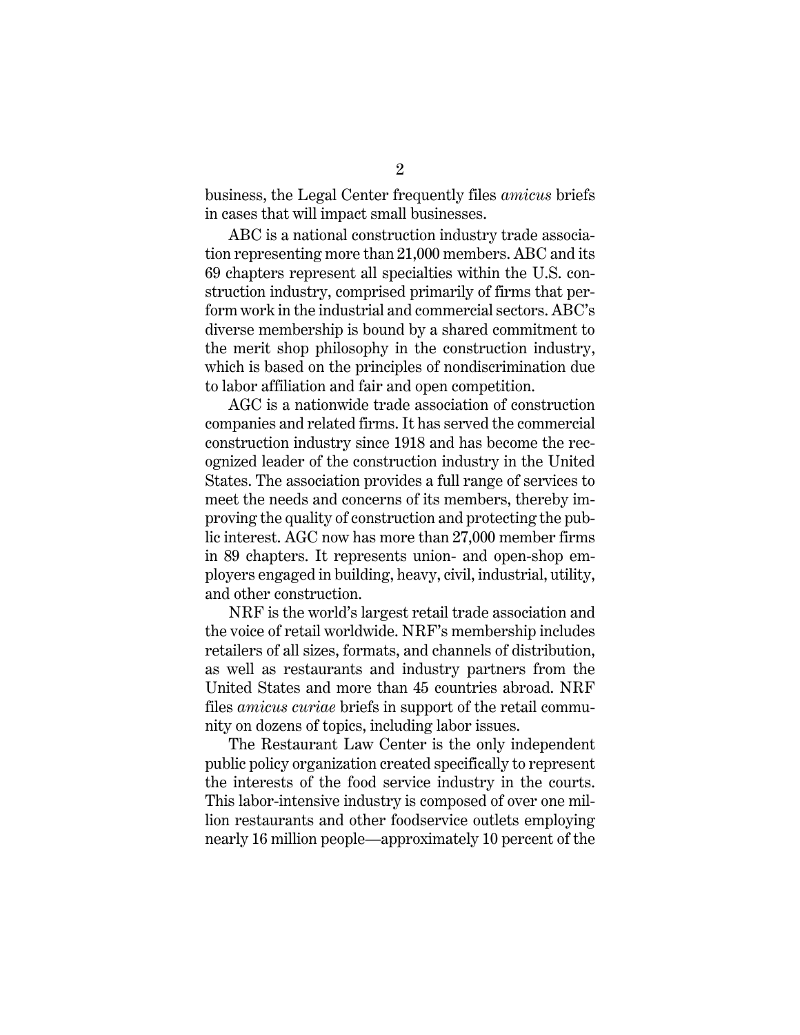business, the Legal Center frequently files *amicus* briefs in cases that will impact small businesses.

ABC is a national construction industry trade association representing more than 21,000 members. ABC and its 69 chapters represent all specialties within the U.S. construction industry, comprised primarily of firms that perform work in the industrial and commercial sectors. ABC's diverse membership is bound by a shared commitment to the merit shop philosophy in the construction industry, which is based on the principles of nondiscrimination due to labor affiliation and fair and open competition.

AGC is a nationwide trade association of construction companies and related firms. It has served the commercial construction industry since 1918 and has become the recognized leader of the construction industry in the United States. The association provides a full range of services to meet the needs and concerns of its members, thereby improving the quality of construction and protecting the public interest. AGC now has more than 27,000 member firms in 89 chapters. It represents union- and open-shop employers engaged in building, heavy, civil, industrial, utility, and other construction.

NRF is the world's largest retail trade association and the voice of retail worldwide. NRF's membership includes retailers of all sizes, formats, and channels of distribution, as well as restaurants and industry partners from the United States and more than 45 countries abroad. NRF files *amicus curiae* briefs in support of the retail community on dozens of topics, including labor issues.

The Restaurant Law Center is the only independent public policy organization created specifically to represent the interests of the food service industry in the courts. This labor-intensive industry is composed of over one million restaurants and other foodservice outlets employing nearly 16 million people—approximately 10 percent of the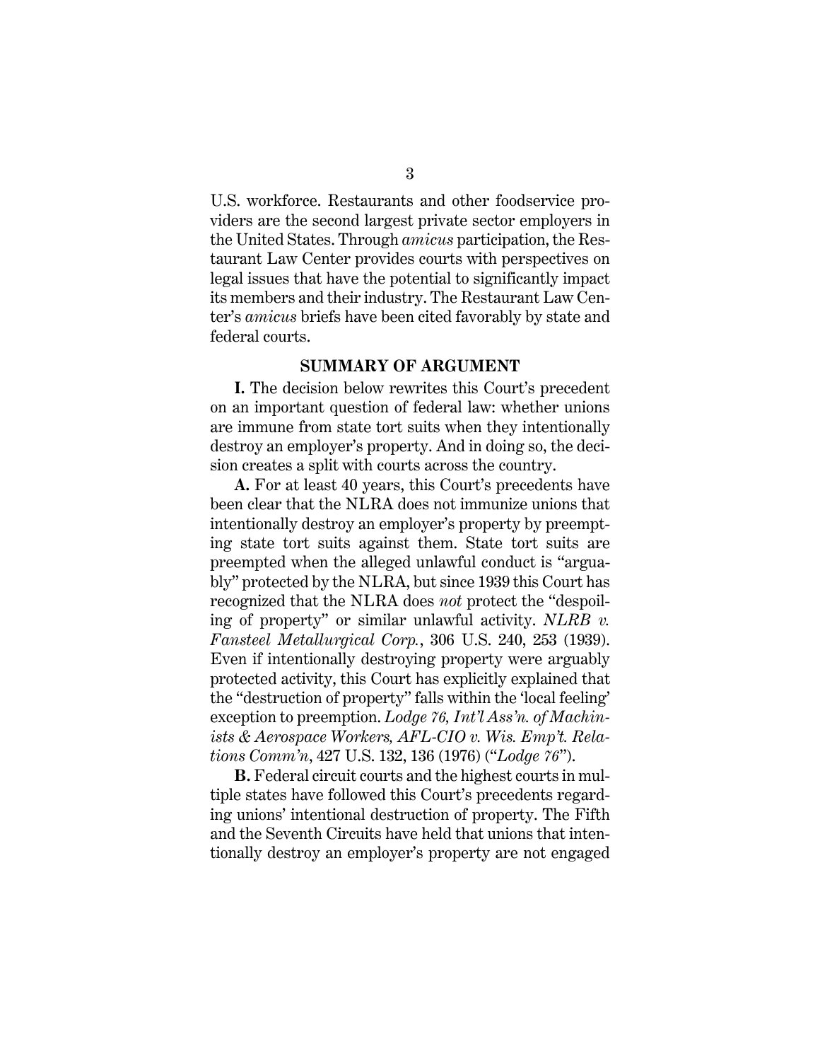U.S. workforce. Restaurants and other foodservice providers are the second largest private sector employers in the United States. Through *amicus* participation, the Restaurant Law Center provides courts with perspectives on legal issues that have the potential to significantly impact its members and their industry. The Restaurant Law Center's *amicus* briefs have been cited favorably by state and federal courts.

## SUMMARY OF ARGUMENT

**I.** The decision below rewrites this Court's precedent on an important question of federal law: whether unions are immune from state tort suits when they intentionally destroy an employer's property. And in doing so, the decision creates a split with courts across the country.

**A.** For at least 40 years, this Court's precedents have been clear that the NLRA does not immunize unions that intentionally destroy an employer's property by preempting state tort suits against them. State tort suits are preempted when the alleged unlawful conduct is "arguably" protected by the NLRA, but since 1939 this Court has recognized that the NLRA does *not* protect the "despoiling of property" or similar unlawful activity. *NLRB v. Fansteel Metallurgical Corp.*, 306 U.S. 240, 253 (1939). Even if intentionally destroying property were arguably protected activity, this Court has explicitly explained that the "destruction of property" falls within the 'local feeling' exception to preemption. *Lodge 76, Int'l Ass'n. of Machinists & Aerospace Workers, AFL-CIO v. Wis. Emp't. Relations Comm'n*, 427 U.S. 132, 136 (1976) ("*Lodge 76*").

**B.** Federal circuit courts and the highest courts in multiple states have followed this Court's precedents regarding unions' intentional destruction of property. The Fifth and the Seventh Circuits have held that unions that intentionally destroy an employer's property are not engaged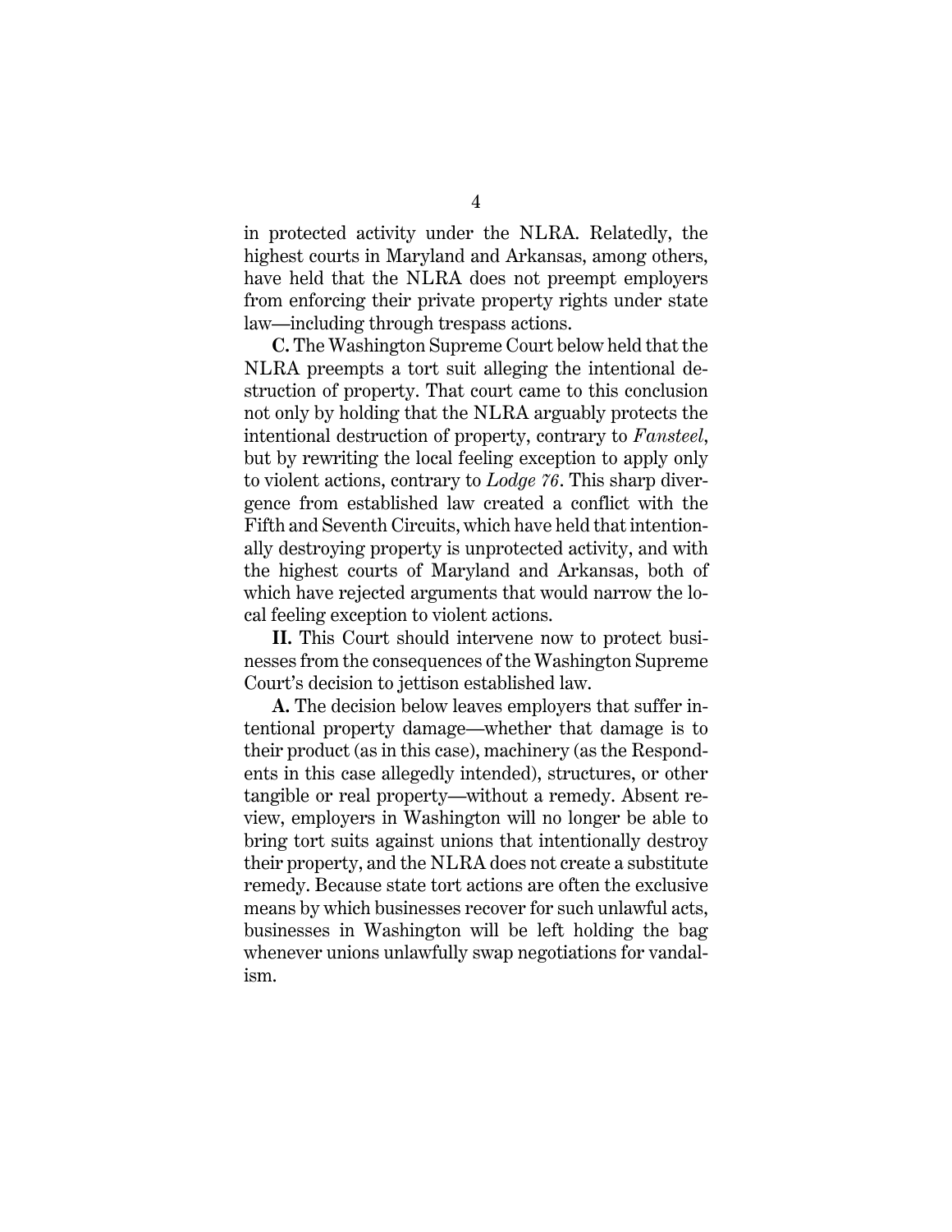in protected activity under the NLRA. Relatedly, the highest courts in Maryland and Arkansas, among others, have held that the NLRA does not preempt employers from enforcing their private property rights under state law—including through trespass actions.

**C.** The Washington Supreme Court below held that the NLRA preempts a tort suit alleging the intentional destruction of property. That court came to this conclusion not only by holding that the NLRA arguably protects the intentional destruction of property, contrary to *Fansteel*, but by rewriting the local feeling exception to apply only to violent actions, contrary to *Lodge 76*. This sharp divergence from established law created a conflict with the Fifth and Seventh Circuits, which have held that intentionally destroying property is unprotected activity, and with the highest courts of Maryland and Arkansas, both of which have rejected arguments that would narrow the local feeling exception to violent actions.

**II.** This Court should intervene now to protect businesses from the consequences of the Washington Supreme Court's decision to jettison established law.

**A.** The decision below leaves employers that suffer intentional property damage—whether that damage is to their product (as in this case), machinery (as the Respondents in this case allegedly intended), structures, or other tangible or real property—without a remedy. Absent review, employers in Washington will no longer be able to bring tort suits against unions that intentionally destroy their property, and the NLRA does not create a substitute remedy. Because state tort actions are often the exclusive means by which businesses recover for such unlawful acts, businesses in Washington will be left holding the bag whenever unions unlawfully swap negotiations for vandalism.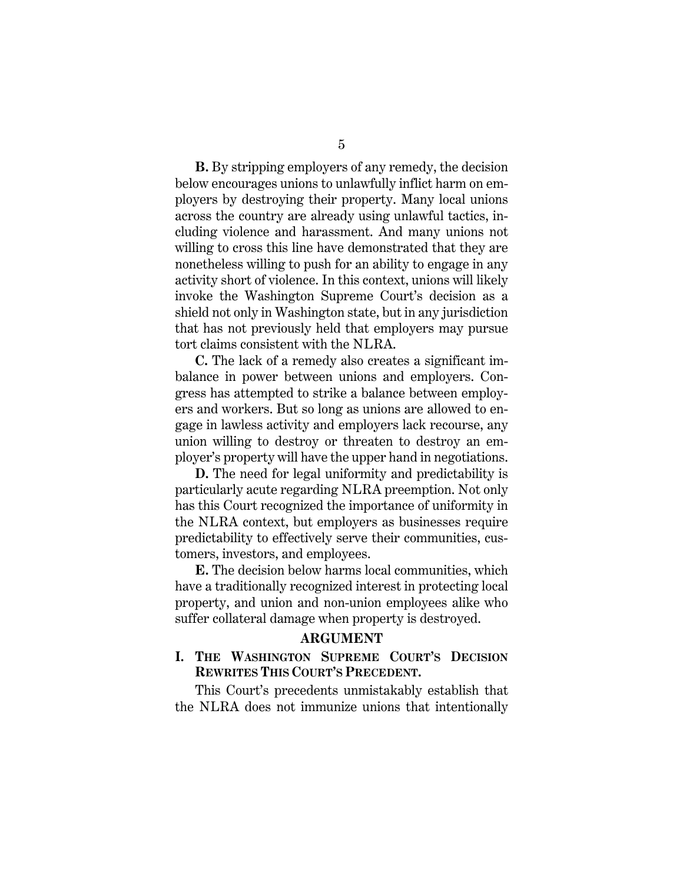**B.** By stripping employers of any remedy, the decision below encourages unions to unlawfully inflict harm on employers by destroying their property. Many local unions across the country are already using unlawful tactics, including violence and harassment. And many unions not willing to cross this line have demonstrated that they are nonetheless willing to push for an ability to engage in any activity short of violence. In this context, unions will likely invoke the Washington Supreme Court's decision as a shield not only in Washington state, but in any jurisdiction that has not previously held that employers may pursue tort claims consistent with the NLRA.

**C.** The lack of a remedy also creates a significant imbalance in power between unions and employers. Congress has attempted to strike a balance between employers and workers. But so long as unions are allowed to engage in lawless activity and employers lack recourse, any union willing to destroy or threaten to destroy an employer's property will have the upper hand in negotiations.

**D.** The need for legal uniformity and predictability is particularly acute regarding NLRA preemption. Not only has this Court recognized the importance of uniformity in the NLRA context, but employers as businesses require predictability to effectively serve their communities, customers, investors, and employees.

**E.** The decision below harms local communities, which have a traditionally recognized interest in protecting local property, and union and non-union employees alike who suffer collateral damage when property is destroyed.

## ARGUMENT

### I. THE WASHINGTON SUPREME COURT'S DECISION REWRITES THIS COURT'S PRECEDENT.

This Court's precedents unmistakably establish that the NLRA does not immunize unions that intentionally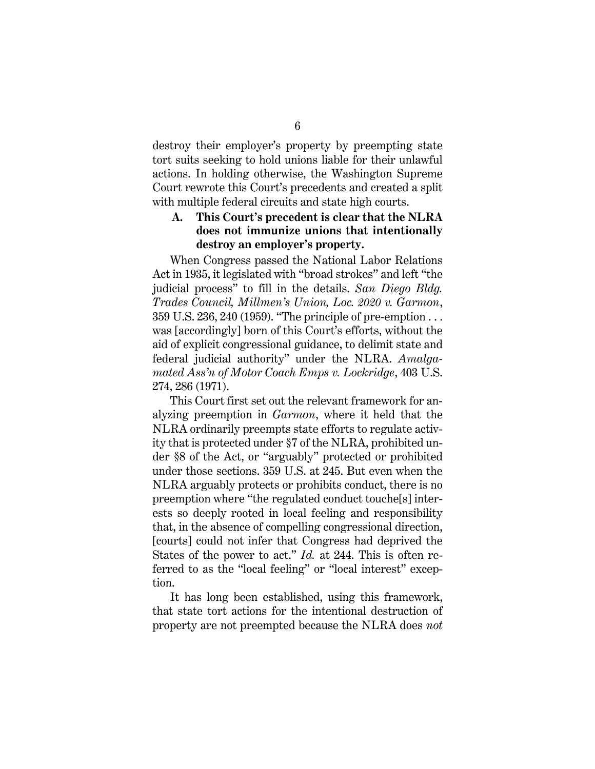destroy their employer's property by preempting state tort suits seeking to hold unions liable for their unlawful actions. In holding otherwise, the Washington Supreme Court rewrote this Court's precedents and created a split with multiple federal circuits and state high courts.

### A. This Court's precedent is clear that the NLRA does not immunize unions that intentionally destroy an employer's property.

When Congress passed the National Labor Relations Act in 1935, it legislated with "broad strokes" and left "the judicial process" to fill in the details. *San Diego Bldg. Trades Council, Millmen's Union, Loc. 2020 v. Garmon*, 359 U.S. 236, 240 (1959). "The principle of pre-emption . . . was [accordingly] born of this Court's efforts, without the aid of explicit congressional guidance, to delimit state and federal judicial authority" under the NLRA. *Amalgamated Ass'n of Motor Coach Emps v. Lockridge*, 403 U.S. 274, 286 (1971).

This Court first set out the relevant framework for analyzing preemption in *Garmon*, where it held that the NLRA ordinarily preempts state efforts to regulate activity that is protected under §7 of the NLRA, prohibited under §8 of the Act, or "arguably" protected or prohibited under those sections. 359 U.S. at 245. But even when the NLRA arguably protects or prohibits conduct, there is no preemption where "the regulated conduct touche[s] interests so deeply rooted in local feeling and responsibility that, in the absence of compelling congressional direction, [courts] could not infer that Congress had deprived the States of the power to act." *Id.* at 244. This is often referred to as the "local feeling" or "local interest" exception.

It has long been established, using this framework, that state tort actions for the intentional destruction of property are not preempted because the NLRA does *not*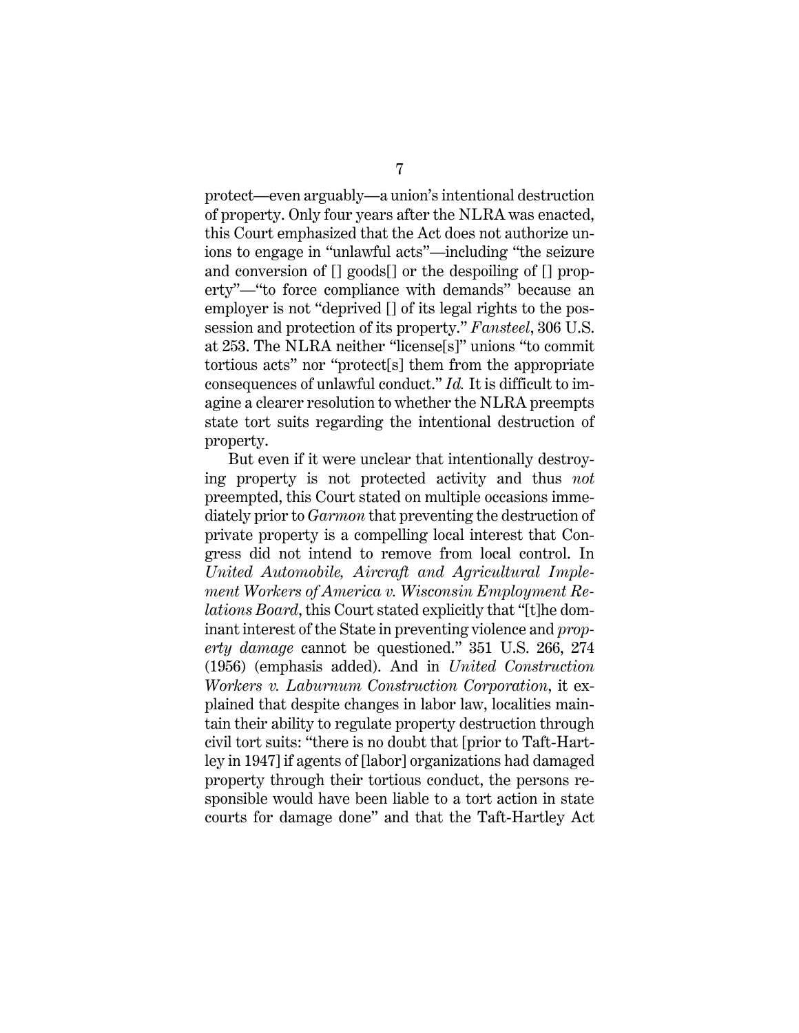protect—even arguably—a union's intentional destruction of property. Only four years after the NLRA was enacted, this Court emphasized that the Act does not authorize unions to engage in "unlawful acts"—including "the seizure and conversion of [] goods[] or the despoiling of [] property"—"to force compliance with demands" because an employer is not "deprived [] of its legal rights to the possession and protection of its property." *Fansteel*, 306 U.S. at 253. The NLRA neither "license[s]" unions "to commit tortious acts" nor "protect[s] them from the appropriate consequences of unlawful conduct." *Id.* It is difficult to imagine a clearer resolution to whether the NLRA preempts state tort suits regarding the intentional destruction of property.

But even if it were unclear that intentionally destroying property is not protected activity and thus *not* preempted, this Court stated on multiple occasions immediately prior to *Garmon* that preventing the destruction of private property is a compelling local interest that Congress did not intend to remove from local control. In *United Automobile, Aircraft and Agricultural Implement Workers of America v. Wisconsin Employment Relations Board*, this Court stated explicitly that "[t]he dominant interest of the State in preventing violence and *property damage* cannot be questioned." 351 U.S. 266, 274 (1956) (emphasis added). And in *United Construction Workers v. Laburnum Construction Corporation*, it explained that despite changes in labor law, localities maintain their ability to regulate property destruction through civil tort suits: "there is no doubt that [prior to Taft-Hartley in 1947] if agents of [labor] organizations had damaged property through their tortious conduct, the persons responsible would have been liable to a tort action in state courts for damage done" and that the Taft-Hartley Act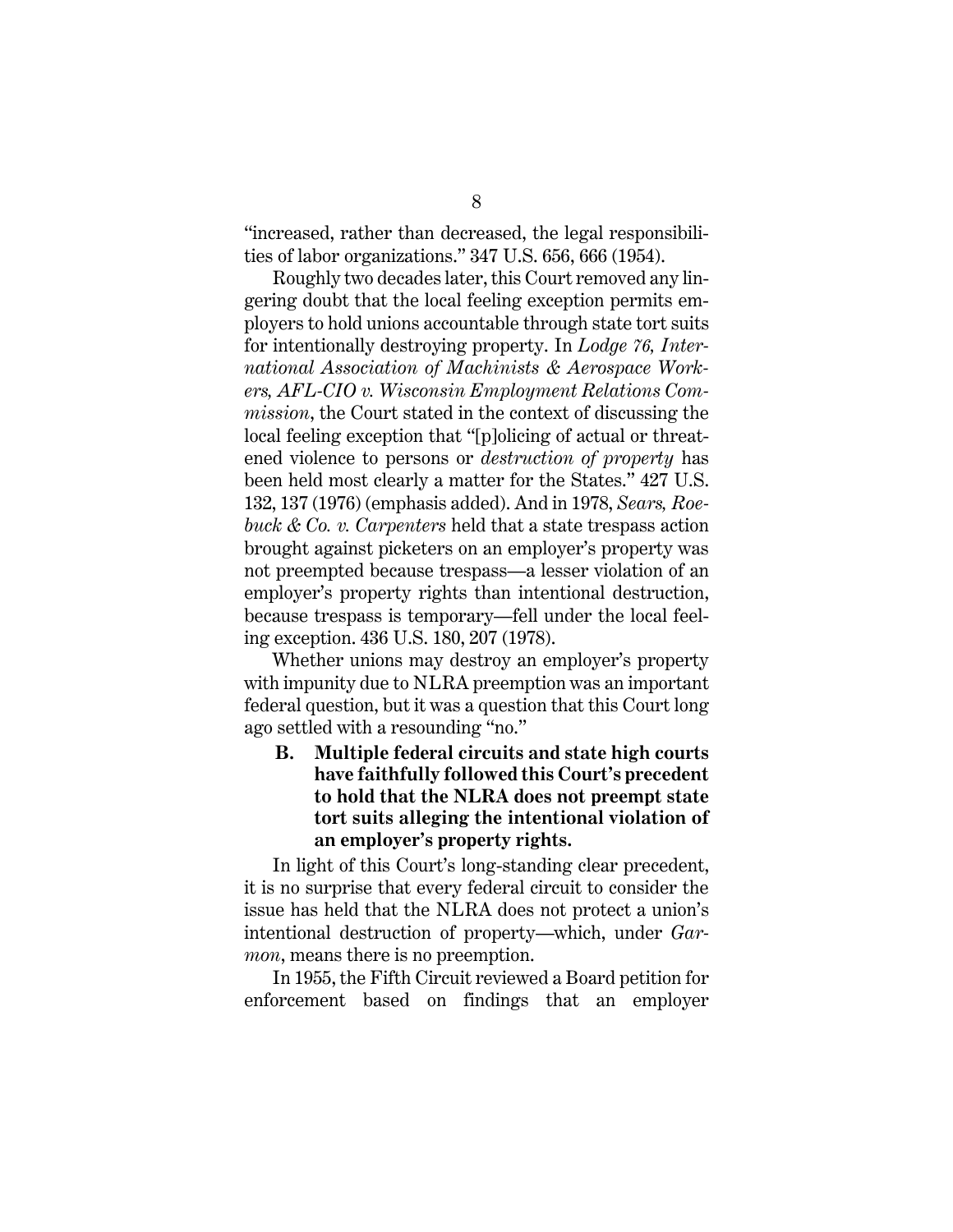"increased, rather than decreased, the legal responsibilities of labor organizations." 347 U.S. 656, 666 (1954).

Roughly two decades later, this Court removed any lingering doubt that the local feeling exception permits employers to hold unions accountable through state tort suits for intentionally destroying property. In *Lodge 76, International Association of Machinists & Aerospace Workers, AFL-CIO v. Wisconsin Employment Relations Commission*, the Court stated in the context of discussing the local feeling exception that "[p]olicing of actual or threatened violence to persons or *destruction of property* has been held most clearly a matter for the States." 427 U.S. 132, 137 (1976) (emphasis added). And in 1978, *Sears, Roebuck & Co. v. Carpenters* held that a state trespass action brought against picketers on an employer's property was not preempted because trespass—a lesser violation of an employer's property rights than intentional destruction, because trespass is temporary—fell under the local feeling exception. 436 U.S. 180, 207 (1978).

Whether unions may destroy an employer's property with impunity due to NLRA preemption was an important federal question, but it was a question that this Court long ago settled with a resounding "no."

### B. Multiple federal circuits and state high courts have faithfully followed this Court's precedent to hold that the NLRA does not preempt state tort suits alleging the intentional violation of an employer's property rights.

In light of this Court's long-standing clear precedent, it is no surprise that every federal circuit to consider the issue has held that the NLRA does not protect a union's intentional destruction of property—which, under *Garmon*, means there is no preemption.

In 1955, the Fifth Circuit reviewed a Board petition for enforcement based on findings that an employer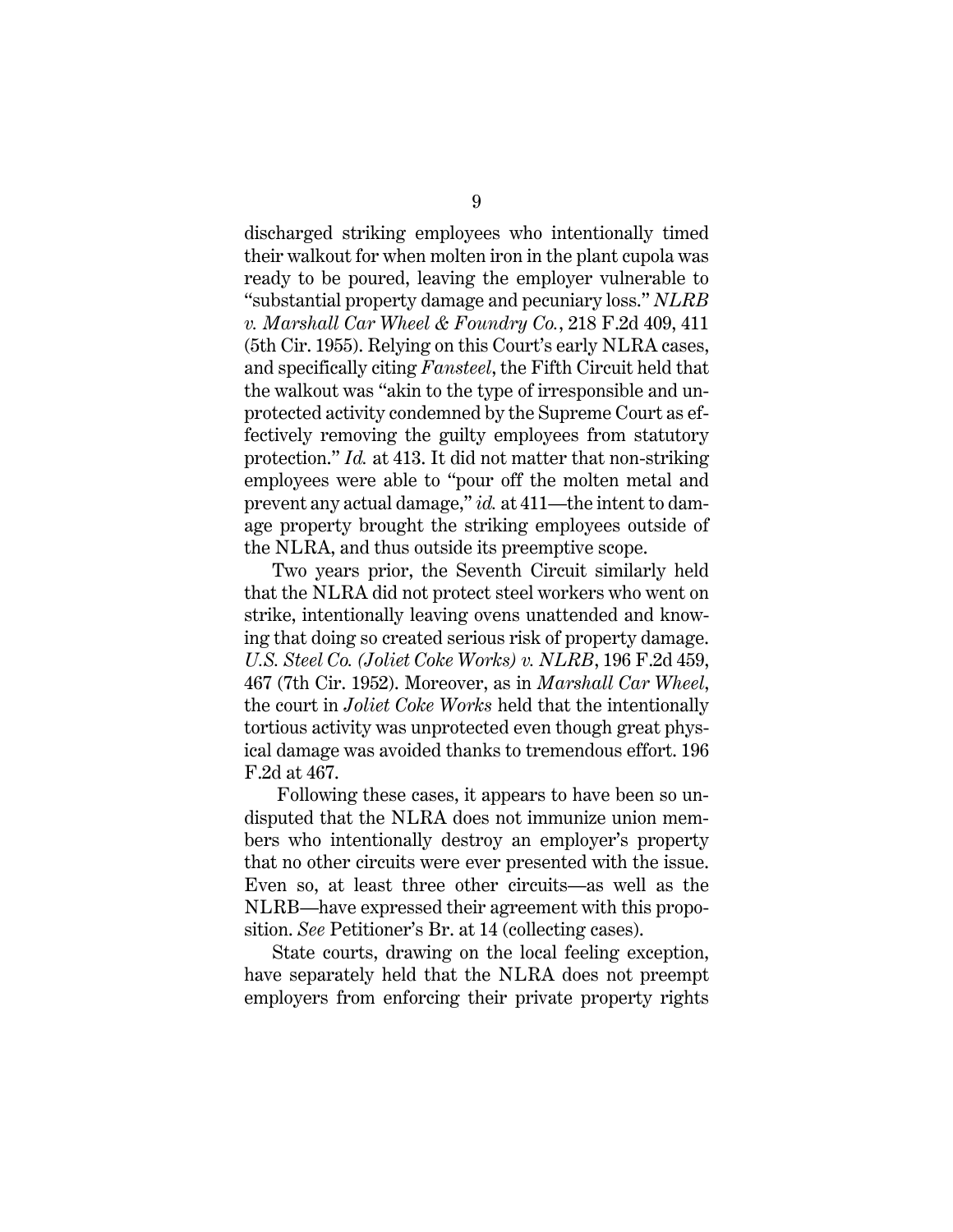discharged striking employees who intentionally timed their walkout for when molten iron in the plant cupola was ready to be poured, leaving the employer vulnerable to "substantial property damage and pecuniary loss." *NLRB v. Marshall Car Wheel & Foundry Co.*, 218 F.2d 409, 411 (5th Cir. 1955). Relying on this Court's early NLRA cases, and specifically citing *Fansteel*, the Fifth Circuit held that the walkout was "akin to the type of irresponsible and unprotected activity condemned by the Supreme Court as effectively removing the guilty employees from statutory protection." *Id.* at 413. It did not matter that non-striking employees were able to "pour off the molten metal and prevent any actual damage," *id.* at 411—the intent to damage property brought the striking employees outside of the NLRA, and thus outside its preemptive scope.

Two years prior, the Seventh Circuit similarly held that the NLRA did not protect steel workers who went on strike, intentionally leaving ovens unattended and knowing that doing so created serious risk of property damage. *U.S. Steel Co. (Joliet Coke Works) v. NLRB*, 196 F.2d 459, 467 (7th Cir. 1952). Moreover, as in *Marshall Car Wheel*, the court in *Joliet Coke Works* held that the intentionally tortious activity was unprotected even though great physical damage was avoided thanks to tremendous effort. 196 F.2d at 467.

Following these cases, it appears to have been so undisputed that the NLRA does not immunize union members who intentionally destroy an employer's property that no other circuits were ever presented with the issue. Even so, at least three other circuits—as well as the NLRB—have expressed their agreement with this proposition. *See* Petitioner's Br. at 14 (collecting cases).

State courts, drawing on the local feeling exception, have separately held that the NLRA does not preempt employers from enforcing their private property rights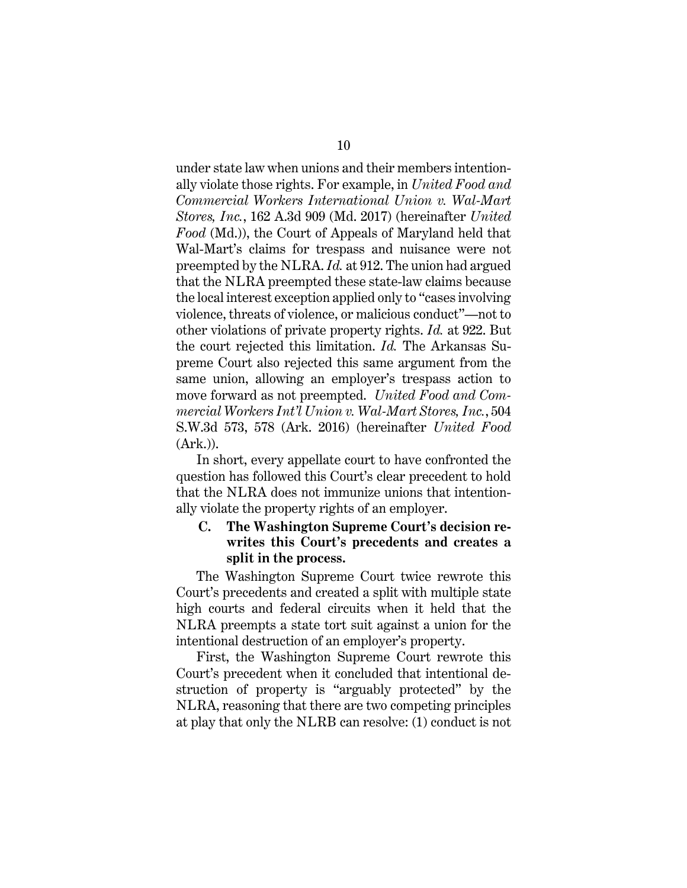under state law when unions and their members intentionally violate those rights. For example, in *United Food and Commercial Workers International Union v. Wal-Mart Stores, Inc.*, 162 A.3d 909 (Md. 2017) (hereinafter *United Food* (Md.)), the Court of Appeals of Maryland held that Wal-Mart's claims for trespass and nuisance were not preempted by the NLRA. *Id.* at 912. The union had argued that the NLRA preempted these state-law claims because the local interest exception applied only to "cases involving violence, threats of violence, or malicious conduct"—not to other violations of private property rights. *Id.* at 922. But the court rejected this limitation. *Id.* The Arkansas Supreme Court also rejected this same argument from the same union, allowing an employer's trespass action to move forward as not preempted. *United Food and Commercial Workers Int'l Union v. Wal-Mart Stores, Inc.*, 504 S.W.3d 573, 578 (Ark. 2016) (hereinafter *United Food* (Ark.)).

In short, every appellate court to have confronted the question has followed this Court's clear precedent to hold that the NLRA does not immunize unions that intentionally violate the property rights of an employer.

### C. The Washington Supreme Court's decision rewrites this Court's precedents and creates a split in the process.

The Washington Supreme Court twice rewrote this Court's precedents and created a split with multiple state high courts and federal circuits when it held that the NLRA preempts a state tort suit against a union for the intentional destruction of an employer's property.

First, the Washington Supreme Court rewrote this Court's precedent when it concluded that intentional destruction of property is "arguably protected" by the NLRA, reasoning that there are two competing principles at play that only the NLRB can resolve: (1) conduct is not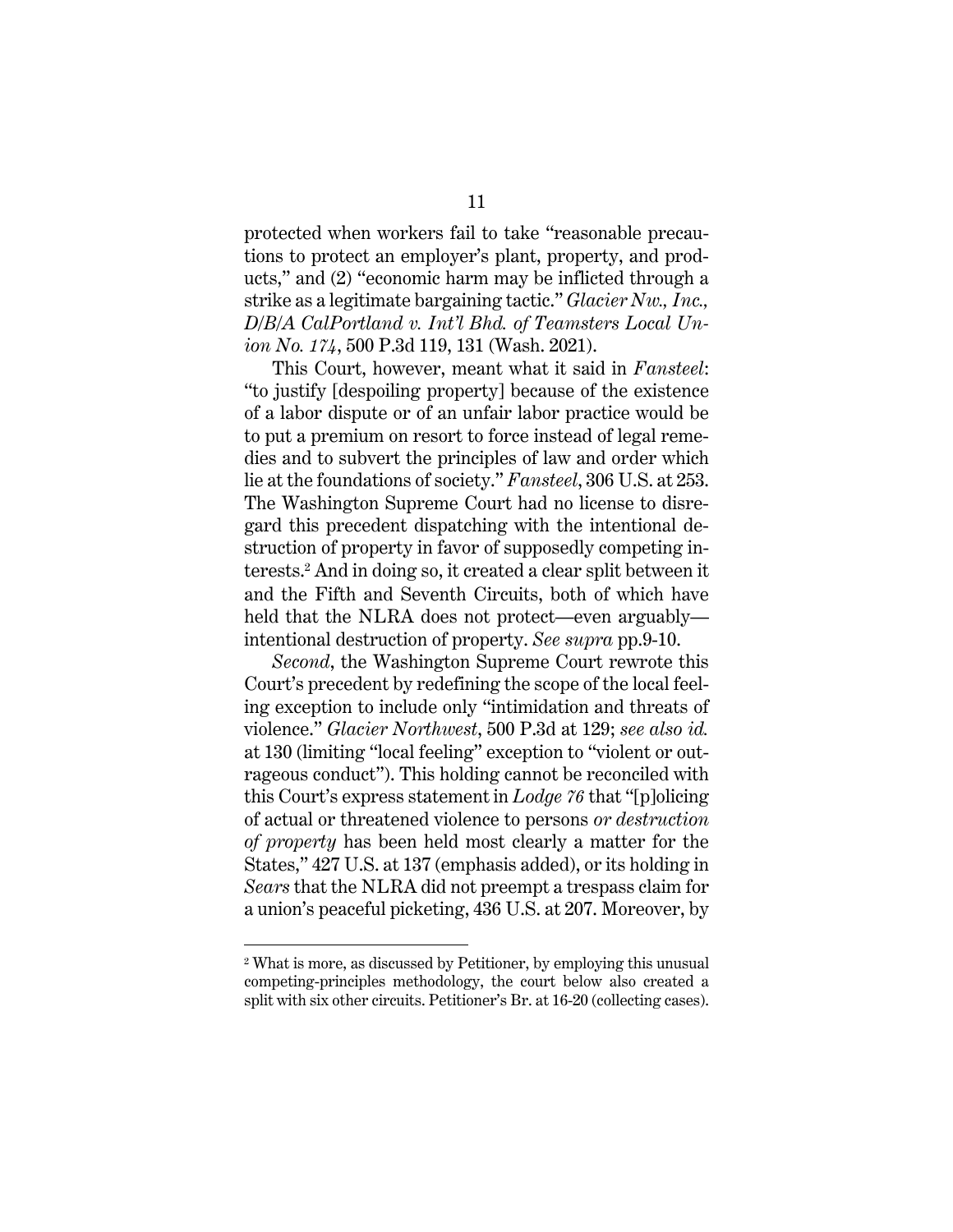protected when workers fail to take "reasonable precautions to protect an employer's plant, property, and products," and (2) "economic harm may be inflicted through a strike as a legitimate bargaining tactic." *Glacier Nw., Inc., D/B/A CalPortland v. Int'l Bhd. of Teamsters Local Union No. 174*, 500 P.3d 119, 131 (Wash. 2021).

This Court, however, meant what it said in *Fansteel*: "to justify [despoiling property] because of the existence of a labor dispute or of an unfair labor practice would be to put a premium on resort to force instead of legal remedies and to subvert the principles of law and order which lie at the foundations of society." *Fansteel*, 306 U.S. at 253. The Washington Supreme Court had no license to disregard this precedent dispatching with the intentional destruction of property in favor of supposedly competing interests.[2] And in doing so, it created a clear split between it and the Fifth and Seventh Circuits, both of which have held that the NLRA does not protect—even arguably—intentional destruction of property. *See supra* pp.9-10.

*Second*, the Washington Supreme Court rewrote this Court's precedent by redefining the scope of the local feeling exception to include only "intimidation and threats of violence." *Glacier Northwest*, 500 P.3d at 129; *see also id.* at 130 (limiting "local feeling" exception to "violent or outrageous conduct"). This holding cannot be reconciled with this Court's express statement in *Lodge 76* that "[p]olicing of actual or threatened violence to persons *or destruction of property* has been held most clearly a matter for the States," 427 U.S. at 137 (emphasis added), or its holding in *Sears* that the NLRA did not preempt a trespass claim for a union's peaceful picketing, 436 U.S. at 207. Moreover, by

[2] What is more, as discussed by Petitioner, by employing this unusual competing-principles methodology, the court below also created a split with six other circuits. Petitioner's Br. at 16-20 (collecting cases).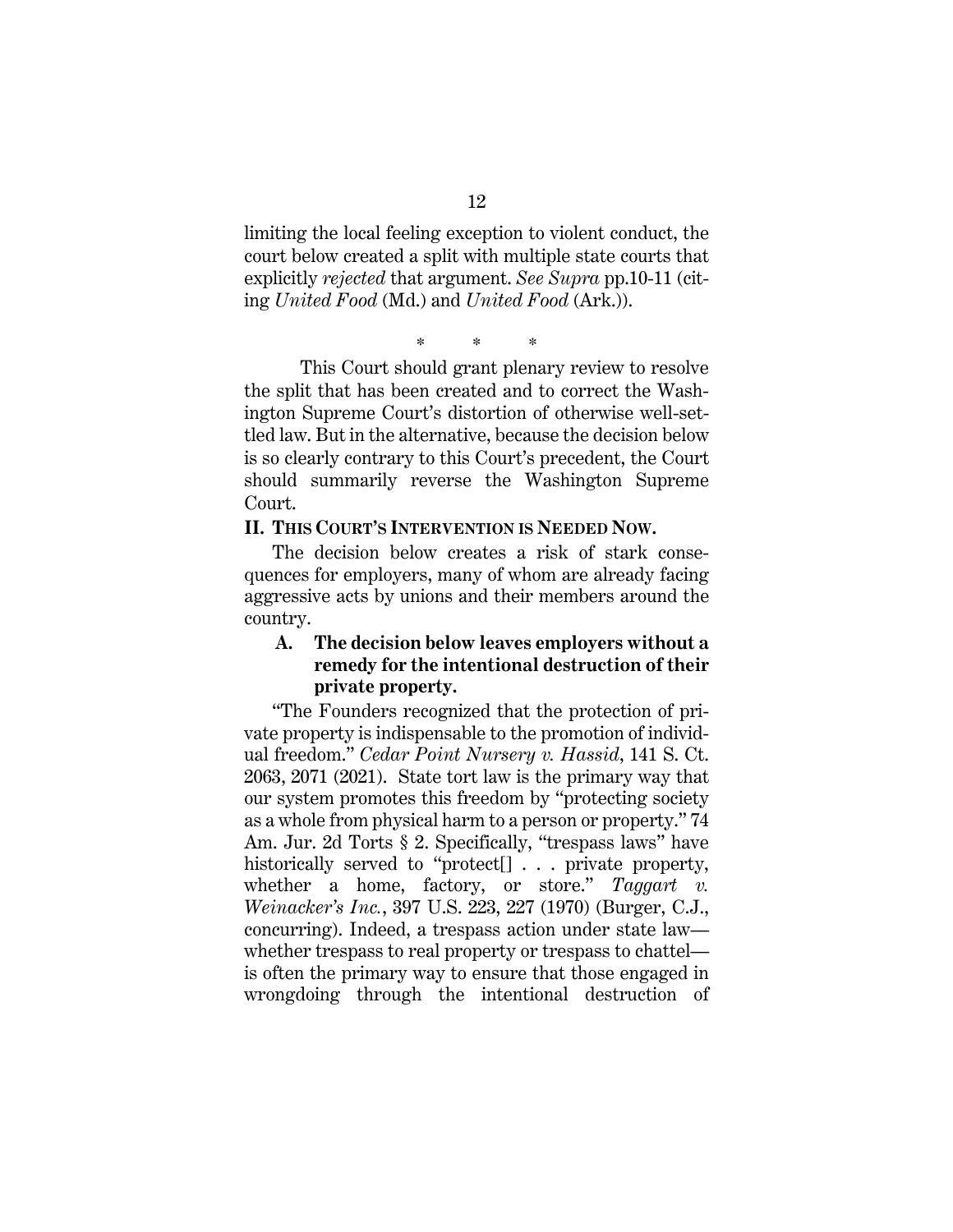limiting the local feeling exception to violent conduct, the court below created a split with multiple state courts that explicitly *rejected* that argument. *See Supra* pp.10-11 (citing *United Food* (Md.) and *United Food* (Ark.)).

\* \* \*

This Court should grant plenary review to resolve the split that has been created and to correct the Washington Supreme Court's distortion of otherwise well-settled law. But in the alternative, because the decision below is so clearly contrary to this Court's precedent, the Court should summarily reverse the Washington Supreme Court.

## II. This Court's Intervention is Needed Now.

The decision below creates a risk of stark consequences for employers, many of whom are already facing aggressive acts by unions and their members around the country.

### A. The decision below leaves employers without a remedy for the intentional destruction of their private property.

"The Founders recognized that the protection of private property is indispensable to the promotion of individual freedom." *Cedar Point Nursery v. Hassid*, 141 S. Ct. 2063, 2071 (2021). State tort law is the primary way that our system promotes this freedom by "protecting society as a whole from physical harm to a person or property." 74 Am. Jur. 2d Torts § 2. Specifically, "trespass laws" have historically served to "protect[] . . . private property, whether a home, factory, or store." *Taggart v. Weinacker's Inc.*, 397 U.S. 223, 227 (1970) (Burger, C.J., concurring). Indeed, a trespass action under state law—whether trespass to real property or trespass to chattel—is often the primary way to ensure that those engaged in wrongdoing through the intentional destruction of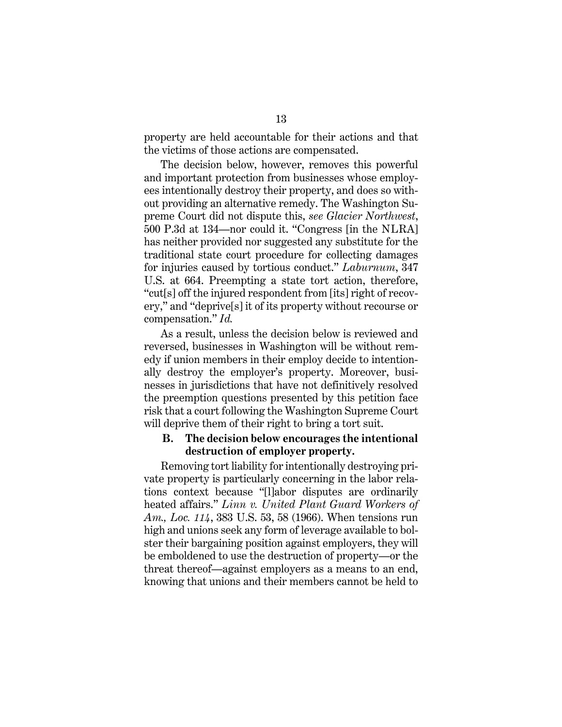property are held accountable for their actions and that the victims of those actions are compensated.

The decision below, however, removes this powerful and important protection from businesses whose employees intentionally destroy their property, and does so without providing an alternative remedy. The Washington Supreme Court did not dispute this, *see Glacier Northwest*, 500 P.3d at 134—nor could it. "Congress [in the NLRA] has neither provided nor suggested any substitute for the traditional state court procedure for collecting damages for injuries caused by tortious conduct." *Laburnum*, 347 U.S. at 664. Preempting a state tort action, therefore, "cut[s] off the injured respondent from [its] right of recovery," and "deprive[s] it of its property without recourse or compensation." *Id.*

As a result, unless the decision below is reviewed and reversed, businesses in Washington will be without remedy if union members in their employ decide to intentionally destroy the employer's property. Moreover, businesses in jurisdictions that have not definitively resolved the preemption questions presented by this petition face risk that a court following the Washington Supreme Court will deprive them of their right to bring a tort suit.

### B. The decision below encourages the intentional destruction of employer property.

Removing tort liability for intentionally destroying private property is particularly concerning in the labor relations context because "[l]abor disputes are ordinarily heated affairs." *Linn v. United Plant Guard Workers of Am., Loc. 114*, 383 U.S. 53, 58 (1966). When tensions run high and unions seek any form of leverage available to bolster their bargaining position against employers, they will be emboldened to use the destruction of property—or the threat thereof—against employers as a means to an end, knowing that unions and their members cannot be held to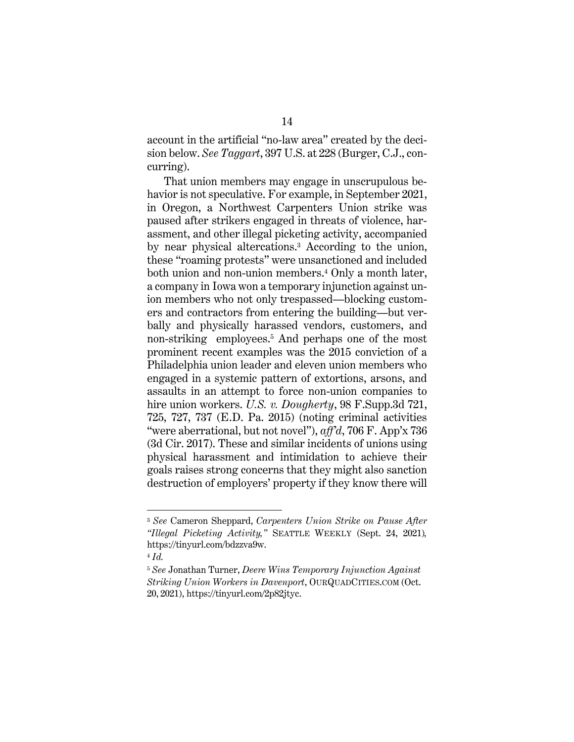account in the artificial "no-law area" created by the decision below. *See Taggart*, 397 U.S. at 228 (Burger, C.J., concurring).

That union members may engage in unscrupulous behavior is not speculative. For example, in September 2021, in Oregon, a Northwest Carpenters Union strike was paused after strikers engaged in threats of violence, harassment, and other illegal picketing activity, accompanied by near physical altercations.[3] According to the union, these "roaming protests" were unsanctioned and included both union and non-union members.[4] Only a month later, a company in Iowa won a temporary injunction against union members who not only trespassed—blocking customers and contractors from entering the building—but verbally and physically harassed vendors, customers, and non-striking employees.[5] And perhaps one of the most prominent recent examples was the 2015 conviction of a Philadelphia union leader and eleven union members who engaged in a systemic pattern of extortions, arsons, and assaults in an attempt to force non-union companies to hire union workers. *U.S. v. Dougherty*, 98 F.Supp.3d 721, 725, 727, 737 (E.D. Pa. 2015) (noting criminal activities "were aberrational, but not novel"), *aff'd*, 706 F. App'x 736 (3d Cir. 2017). These and similar incidents of unions using physical harassment and intimidation to achieve their goals raises strong concerns that they might also sanction destruction of employers' property if they know there will

---

[3] *See* Cameron Sheppard, *Carpenters Union Strike on Pause After "Illegal Picketing Activity,"* SEATTLE WEEKLY (Sept. 24, 2021), https://tinyurl.com/bdzzva9w.

[4] *Id.*

[5] *See* Jonathan Turner, *Deere Wins Temporary Injunction Against Striking Union Workers in Davenport*, OURQUADCITIES.COM (Oct. 20, 2021), https://tinyurl.com/2p82jtyc.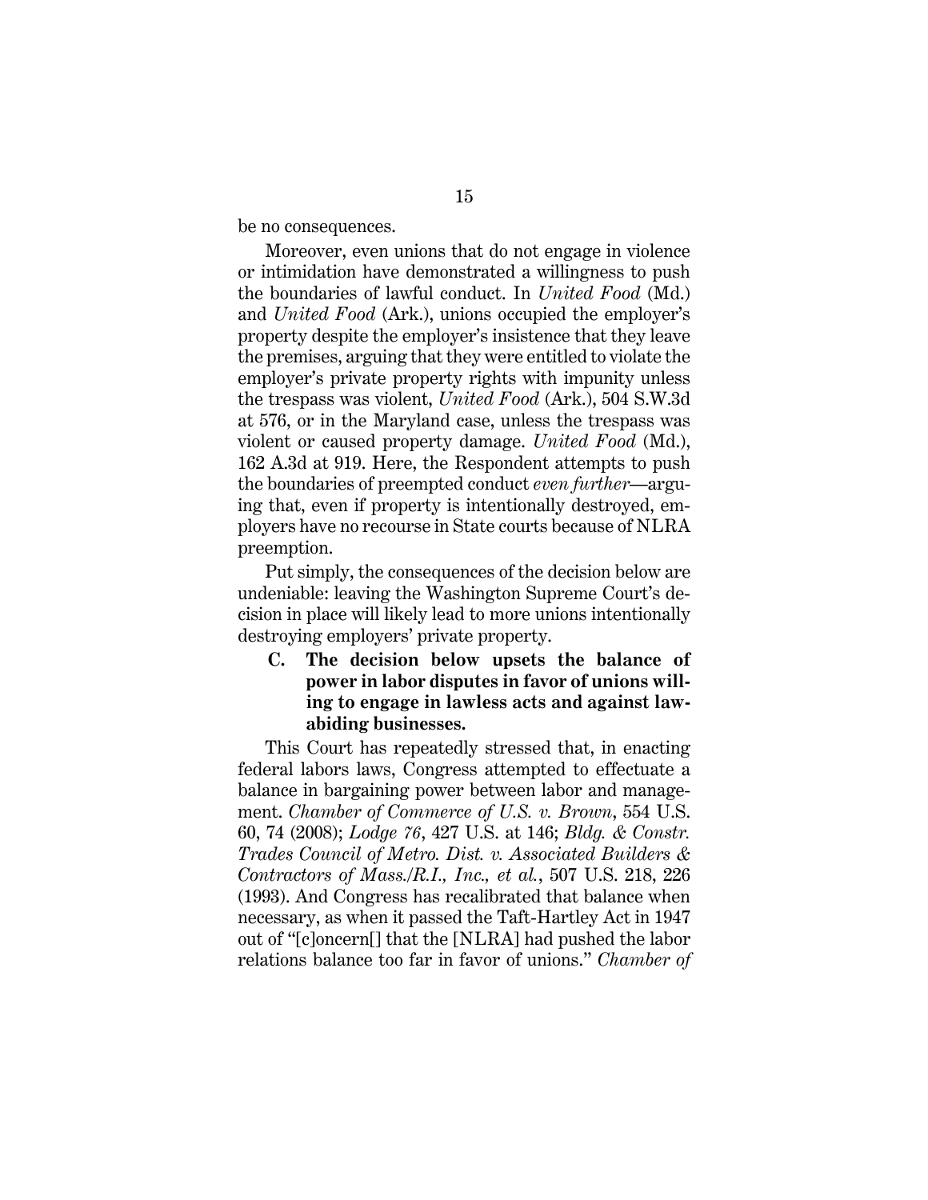be no consequences.

Moreover, even unions that do not engage in violence or intimidation have demonstrated a willingness to push the boundaries of lawful conduct. In *United Food* (Md.) and *United Food* (Ark.), unions occupied the employer's property despite the employer's insistence that they leave the premises, arguing that they were entitled to violate the employer's private property rights with impunity unless the trespass was violent, *United Food* (Ark.), 504 S.W.3d at 576, or in the Maryland case, unless the trespass was violent or caused property damage. *United Food* (Md.), 162 A.3d at 919. Here, the Respondent attempts to push the boundaries of preempted conduct *even further*—arguing that, even if property is intentionally destroyed, employers have no recourse in State courts because of NLRA preemption.

Put simply, the consequences of the decision below are undeniable: leaving the Washington Supreme Court's decision in place will likely lead to more unions intentionally destroying employers' private property.

### C. The decision below upsets the balance of power in labor disputes in favor of unions willing to engage in lawless acts and against law-abiding businesses.

This Court has repeatedly stressed that, in enacting federal labors laws, Congress attempted to effectuate a balance in bargaining power between labor and management. *Chamber of Commerce of U.S. v. Brown*, 554 U.S. 60, 74 (2008); *Lodge 76*, 427 U.S. at 146; *Bldg. & Constr. Trades Council of Metro. Dist. v. Associated Builders & Contractors of Mass./R.I., Inc., et al.*, 507 U.S. 218, 226 (1993). And Congress has recalibrated that balance when necessary, as when it passed the Taft-Hartley Act in 1947 out of "[c]oncern[] that the [NLRA] had pushed the labor relations balance too far in favor of unions." *Chamber of*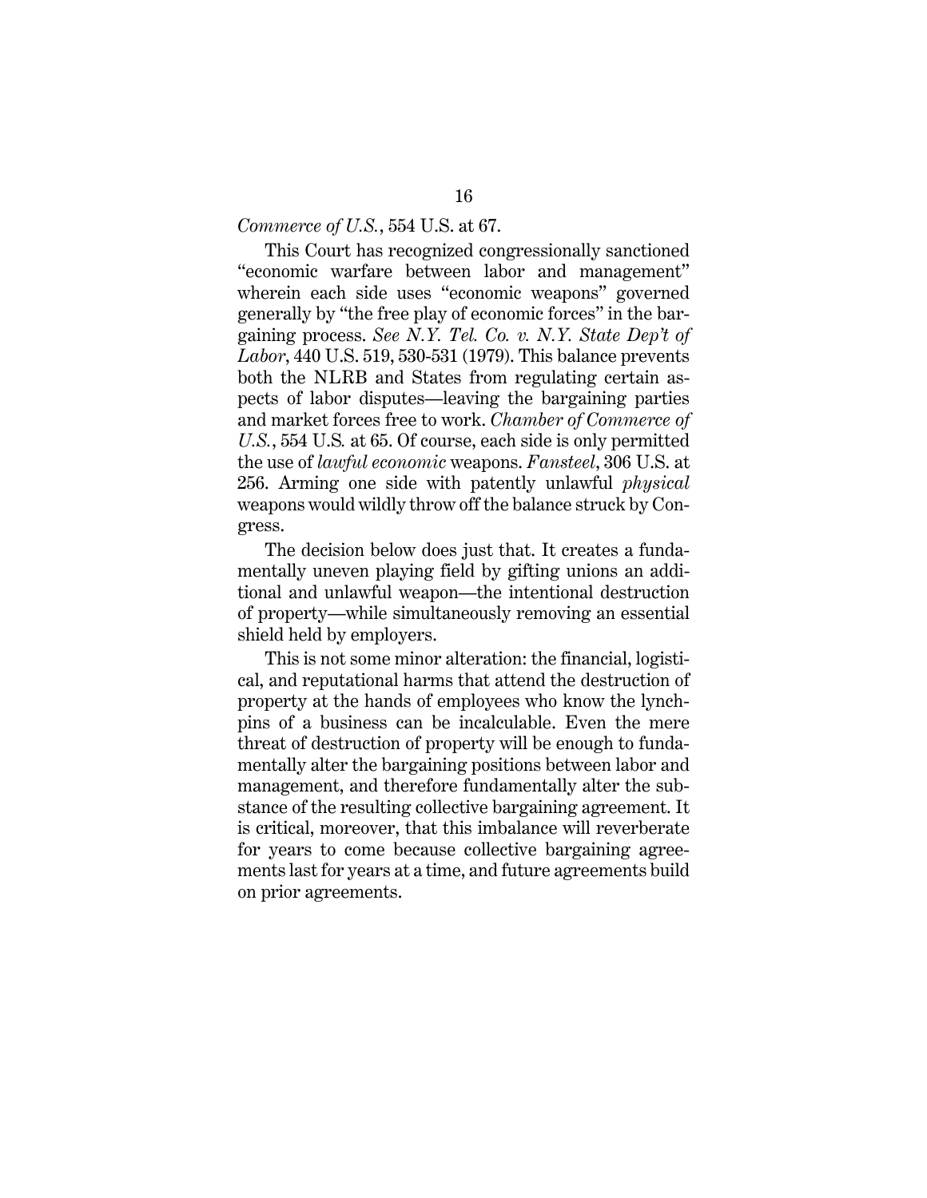*Commerce of U.S.*, 554 U.S. at 67.

This Court has recognized congressionally sanctioned "economic warfare between labor and management" wherein each side uses "economic weapons" governed generally by "the free play of economic forces" in the bargaining process. *See N.Y. Tel. Co. v. N.Y. State Dep't of Labor*, 440 U.S. 519, 530-531 (1979). This balance prevents both the NLRB and States from regulating certain aspects of labor disputes—leaving the bargaining parties and market forces free to work. *Chamber of Commerce of U.S.*, 554 U.S. at 65. Of course, each side is only permitted the use of *lawful economic* weapons. *Fansteel*, 306 U.S. at 256. Arming one side with patently unlawful *physical* weapons would wildly throw off the balance struck by Congress.

The decision below does just that. It creates a fundamentally uneven playing field by gifting unions an additional and unlawful weapon—the intentional destruction of property—while simultaneously removing an essential shield held by employers.

This is not some minor alteration: the financial, logistical, and reputational harms that attend the destruction of property at the hands of employees who know the lynchpins of a business can be incalculable. Even the mere threat of destruction of property will be enough to fundamentally alter the bargaining positions between labor and management, and therefore fundamentally alter the substance of the resulting collective bargaining agreement. It is critical, moreover, that this imbalance will reverberate for years to come because collective bargaining agreements last for years at a time, and future agreements build on prior agreements.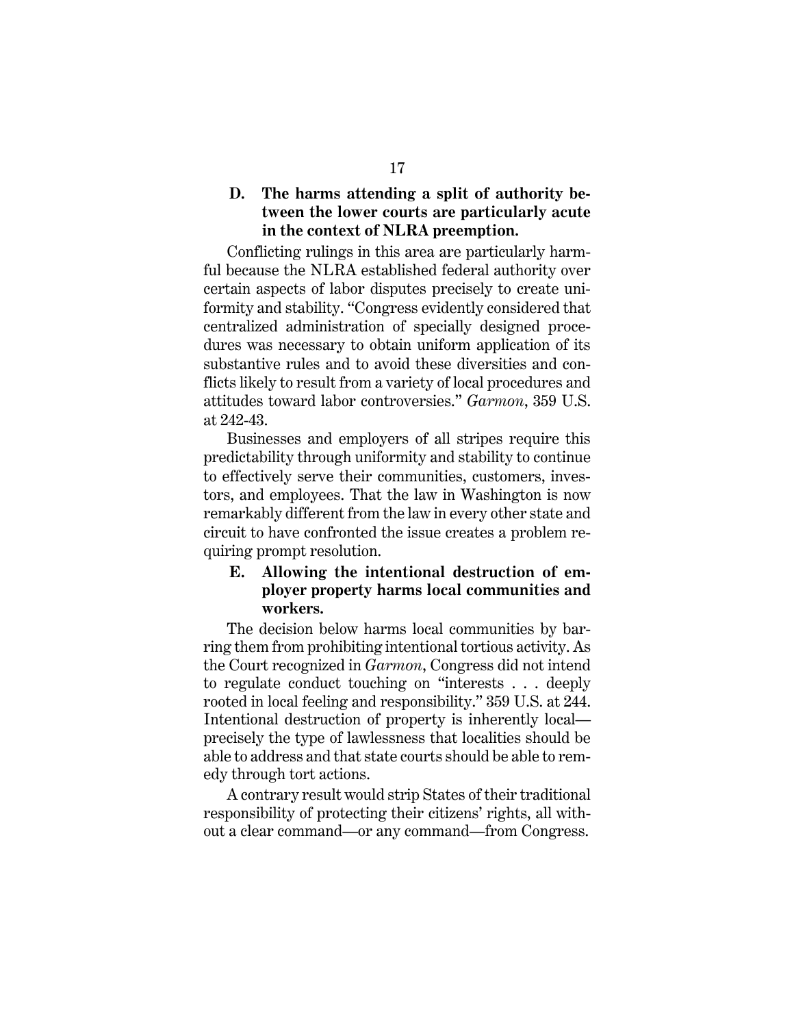### D. The harms attending a split of authority between the lower courts are particularly acute in the context of NLRA preemption.

Conflicting rulings in this area are particularly harmful because the NLRA established federal authority over certain aspects of labor disputes precisely to create uniformity and stability. "Congress evidently considered that centralized administration of specially designed procedures was necessary to obtain uniform application of its substantive rules and to avoid these diversities and conflicts likely to result from a variety of local procedures and attitudes toward labor controversies." *Garmon*, 359 U.S. at 242-43.

Businesses and employers of all stripes require this predictability through uniformity and stability to continue to effectively serve their communities, customers, investors, and employees. That the law in Washington is now remarkably different from the law in every other state and circuit to have confronted the issue creates a problem requiring prompt resolution.

### E. Allowing the intentional destruction of employer property harms local communities and workers.

The decision below harms local communities by barring them from prohibiting intentional tortious activity. As the Court recognized in *Garmon*, Congress did not intend to regulate conduct touching on "interests . . . deeply rooted in local feeling and responsibility." 359 U.S. at 244. Intentional destruction of property is inherently local—precisely the type of lawlessness that localities should be able to address and that state courts should be able to remedy through tort actions.

A contrary result would strip States of their traditional responsibility of protecting their citizens' rights, all without a clear command—or any command—from Congress.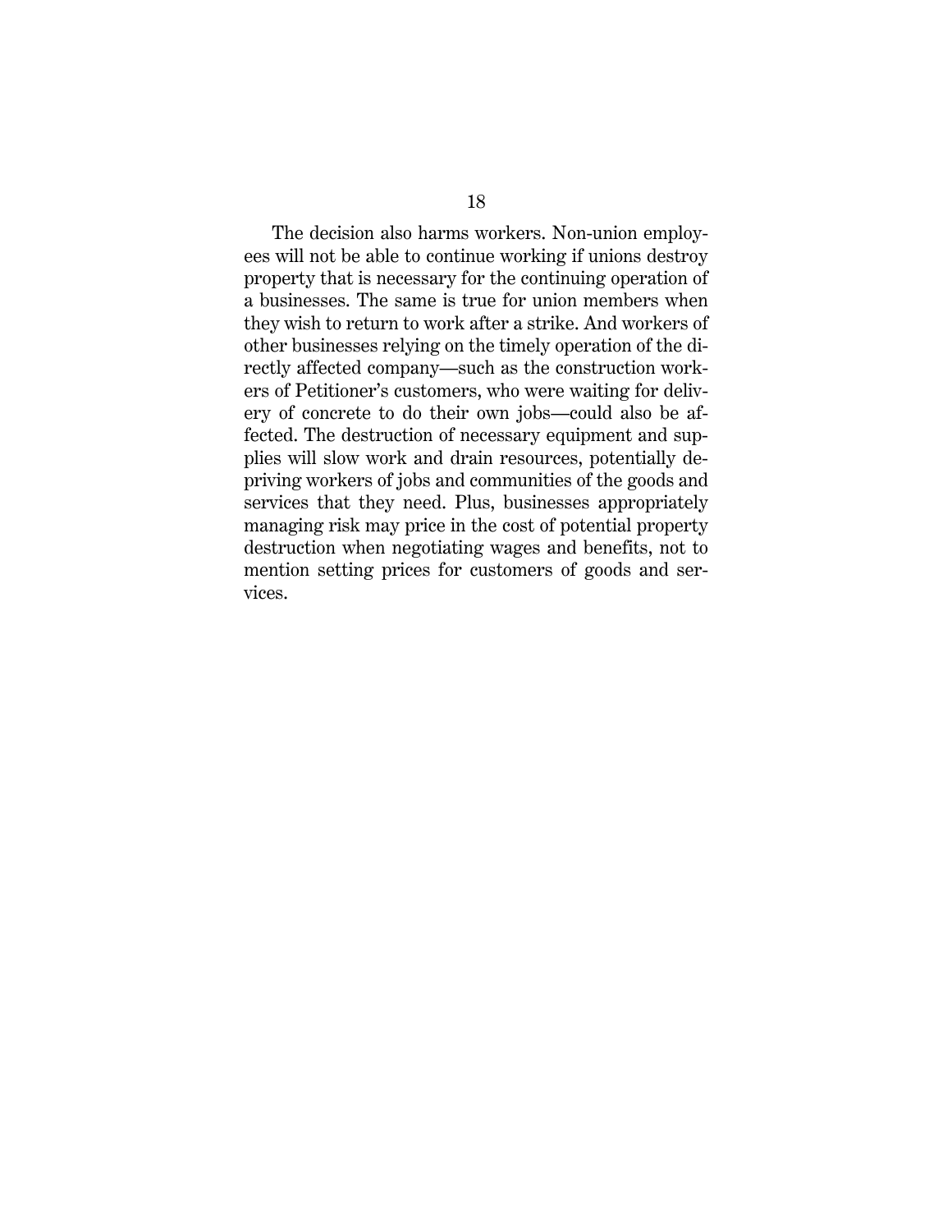The decision also harms workers. Non-union employees will not be able to continue working if unions destroy property that is necessary for the continuing operation of a businesses. The same is true for union members when they wish to return to work after a strike. And workers of other businesses relying on the timely operation of the directly affected company—such as the construction workers of Petitioner's customers, who were waiting for delivery of concrete to do their own jobs—could also be affected. The destruction of necessary equipment and supplies will slow work and drain resources, potentially depriving workers of jobs and communities of the goods and services that they need. Plus, businesses appropriately managing risk may price in the cost of potential property destruction when negotiating wages and benefits, not to mention setting prices for customers of goods and services.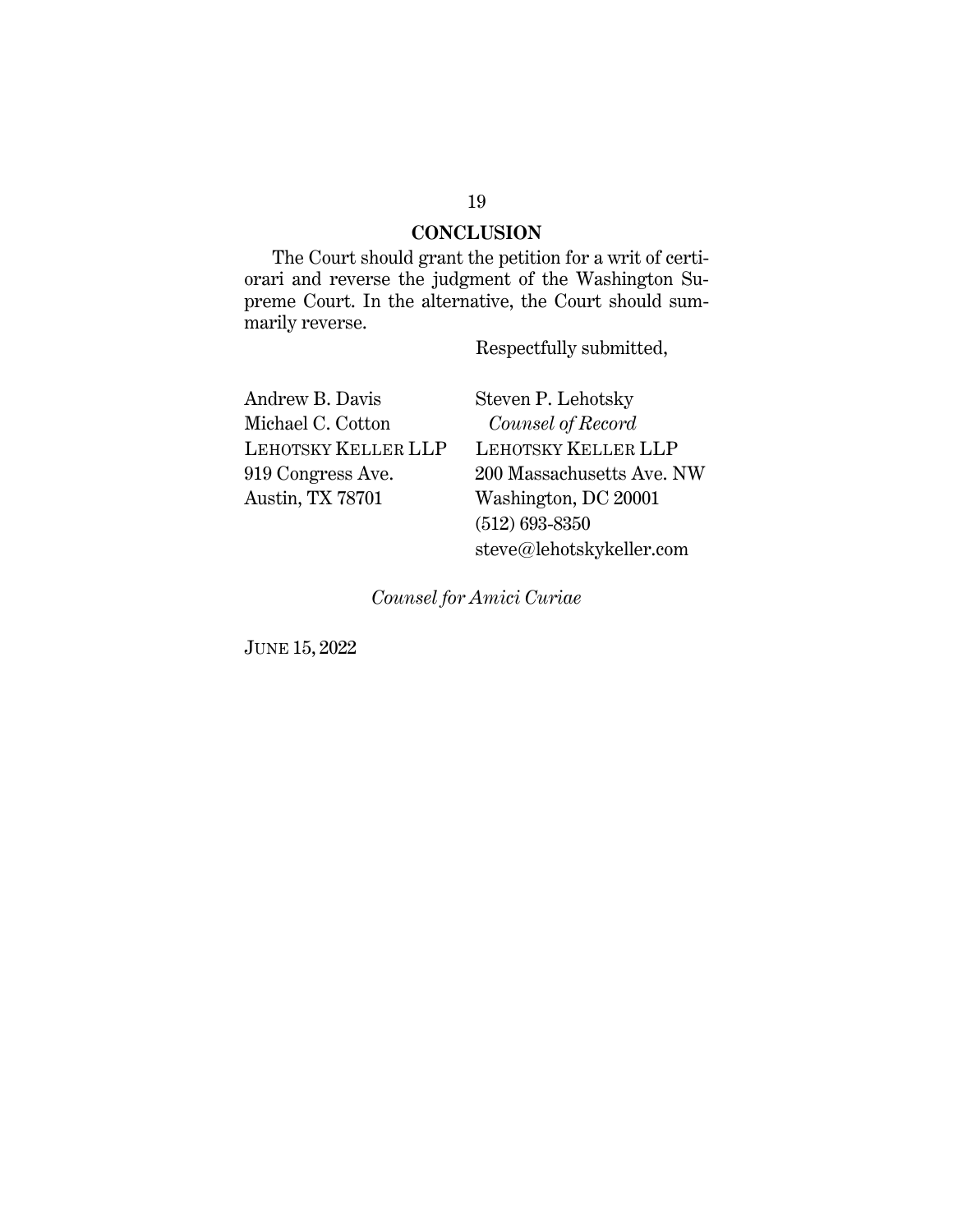## CONCLUSION

The Court should grant the petition for a writ of certiorari and reverse the judgment of the Washington Supreme Court. In the alternative, the Court should summarily reverse.

Respectfully submitted,

Steven P. Lehotsky
*Counsel of Record*
LEHOTSKY KELLER LLP
200 Massachusetts Ave. NW
Washington, DC 20001
(512) 693-8350
steve@lehotskykeller.com

Andrew B. Davis
Michael C. Cotton
LEHOTSKY KELLER LLP
919 Congress Ave.
Austin, TX 78701

*Counsel for Amici Curiae*

JUNE 15, 2022